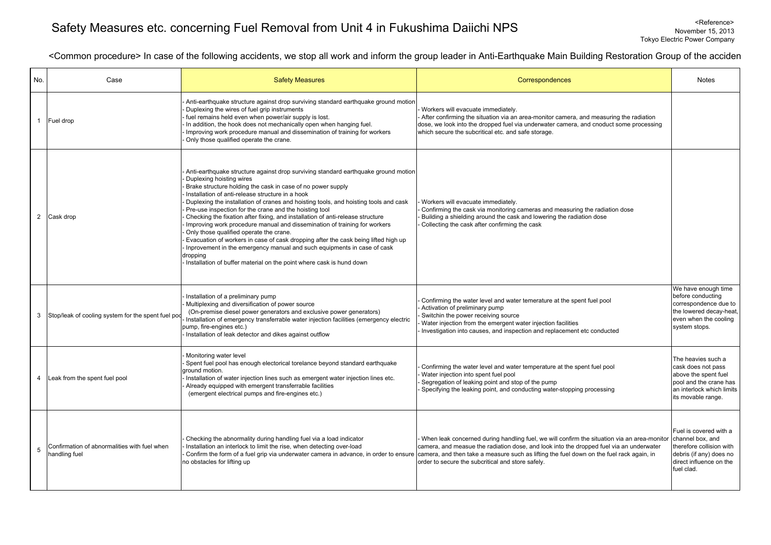# Safety Measures etc. concerning Fuel Removal from Unit 4 in Fukushima Daiichi NPS

<Reference>
November 15, 2013
Tokyo Electric Power Company

<Common procedure> In case of the following accidents, we stop all work and inform the group leader in Anti-Earthquake Main Building Restoration Group of the acciden

| No. | Case | Safety Measures | Correspondences | Notes |
|---|---|---|---|---|
| 1 | Fuel drop | - Anti-earthquake structure against drop surviving standard earthquake ground motion<br>- Duplexing the wires of fuel grip instruments<br>- fuel remains held even when power/air supply is lost.<br>- In addition, the hook does not mechanically open when hanging fuel.<br>- Improving work procedure manual and dissemination of training for workers<br>- Only those qualified operate the crane. | - Workers will evacuate immediately.<br>- After confirming the situation via an area-monitor camera, and measuring the radiation dose, we look into the dropped fuel via underwater camera, and cnoduct some processing which secure the subcritical etc. and safe storage. | |
| 2 | Cask drop | - Anti-earthquake structure against drop surviving standard earthquake ground motion<br>- Duplexing hoisting wires<br>- Brake structure holding the cask in case of no power supply<br>- Installation of anti-release structure in a hook<br>- Duplexing the installation of cranes and hoisting tools, and hoisting tools and cask<br>- Pre-use inspection for the crane and the hoisting tool<br>- Checking the fixation after fixing, and installation of anti-release structure<br>- Improving work procedure manual and dissemination of training for workers<br>- Only those qualified operate the crane.<br>- Evacuation of workers in case of cask dropping after the cask being lifted high up<br>- Inprovement in the emergency manual and such equipments in case of cask dropping<br>- Installation of buffer material on the point where cask is hund down | - Workers will evacuate immediately.<br>- Confirming the cask via monitoring cameras and measuring the radiation dose<br>- Building a shielding around the cask and lowering the radiation dose<br>- Collecting the cask after confirming the cask | |
| 3 | Stop/leak of cooling system for the spent fuel poo | - Installation of a preliminary pump<br>- Multiplexing and diversification of power source<br>(On-premise diesel power generators and exclusive power generators)<br>- Installation of emergency transferrable water injection facilities (emergency electric pump, fire-engines etc.)<br>- Installation of leak detector and dikes against outflow | - Confirming the water level and water temerature at the spent fuel pool<br>- Activation of preliminary pump<br>- Switchin the power receiving source<br>- Water injection from the emergent water injection facilities<br>- Investigation into causes, and inspection and replacement etc conducted | We have enough time before conducting correspondence due to the lowered decay-heat, even when the cooling system stops. |
| 4 | Leak from the spent fuel pool | - Monitoring water level<br>- Spent fuel pool has enough electorical torelance beyond standard earthquake ground motion.<br>- Installation of water injection lines such as emergent water injection lines etc.<br>- Already equipped with emergent transferrable facilities<br>(emergent electrical pumps and fire-engines etc.) | - Confirming the water level and water temperature at the spent fuel pool<br>- Water injection into spent fuel pool<br>- Segregation of leaking point and stop of the pump<br>- Specifying the leaking point, and conducting water-stopping processing | The heavies such a cask does not pass above the spent fuel pool and the crane has an interlock which limits its movable range. |
| 5 | Confirmation of abnormalities with fuel when handling fuel | - Checking the abnormality during handling fuel via a load indicator<br>- Installation an interlock to limit the rise, when detecting over-load<br>- Confirm the form of a fuel grip via underwater camera in advance, in order to ensure no obstacles for lifting up | - When leak concerned during handling fuel, we will confirm the situation via an area-monitor camera, and measue the radiation dose, and look into the dropped fuel via an underwater camera, and then take a measure such as lifting the fuel down on the fuel rack again, in order to secure the subcritical and store safely. | Fuel is covered with a channel box, and therefore collision with debris (if any) does no direct influence on the fuel clad. |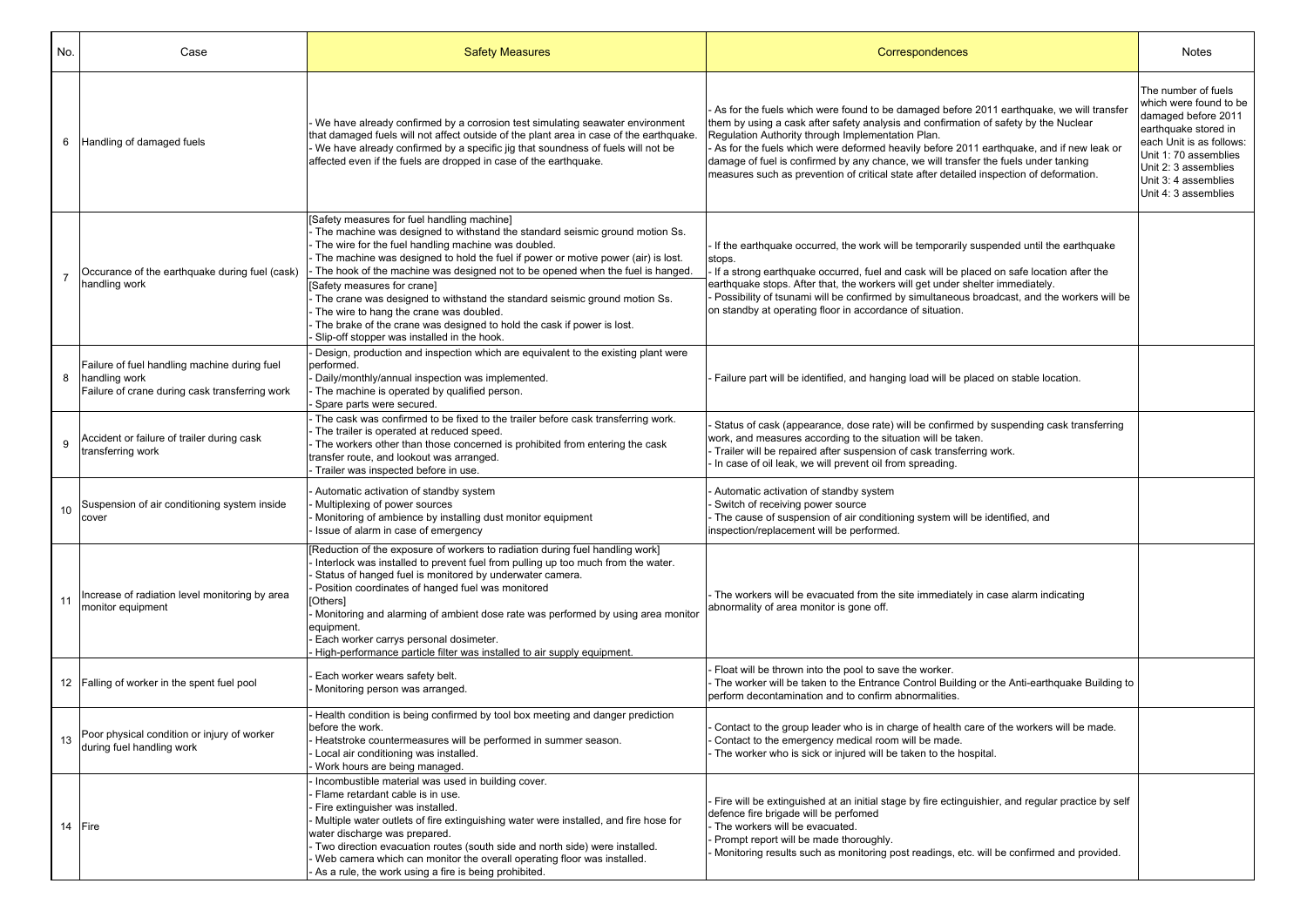| No. | Case | Safety Measures | Correspondences | Notes |
|---|---|---|---|---|
| 6 | Handling of damaged fuels | - We have already confirmed by a corrosion test simulating seawater environment that damaged fuels will not affect outside of the plant area in case of the earthquake.<br>- We have already confirmed by a specific jig that soundness of fuels will not be affected even if the fuels are dropped in case of the earthquake. | - As for the fuels which were found to be damaged before 2011 earthquake, we will transfer them by using a cask after safety analysis and confirmation of safety by the Nuclear Regulation Authority through Implementation Plan.<br>- As for the fuels which were deformed heavily before 2011 earthquake, and if new leak or damage of fuel is confirmed by any chance, we will transfer the fuels under tanking measures such as prevention of critical state after detailed inspection of deformation. | The number of fuels which were found to be damaged before 2011 earthquake stored in each Unit is as follows:<br>Unit 1: 70 assemblies<br>Unit 2: 3 assemblies<br>Unit 3: 4 assemblies<br>Unit 4: 3 assemblies |
| 7 | Occurance of the earthquake during fuel (cask) handling work | [Safety measures for fuel handling machine]<br>- The machine was designed to withstand the standard seismic ground motion Ss.<br>- The wire for the fuel handling machine was doubled.<br>- The machine was designed to hold the fuel if power or motive power (air) is lost.<br>- The hook of the machine was designed not to be opened when the fuel is hanged.<br>[Safety measures for crane]<br>- The crane was designed to withstand the standard seismic ground motion Ss.<br>- The wire to hang the crane was doubled.<br>- The brake of the crane was designed to hold the cask if power is lost.<br>- Slip-off stopper was installed in the hook. | - If the earthquake occurred, the work will be temporarily suspended until the earthquake stops.<br>- If a strong earthquake occurred, fuel and cask will be placed on safe location after the earthquake stops. After that, the workers will get under shelter immediately.<br>- Possibility of tsunami will be confirmed by simultaneous broadcast, and the workers will be on standby at operating floor in accordance of situation. | |
| 8 | Failure of fuel handling machine during fuel handling work<br>Failure of crane during cask transferring work | - Design, production and inspection which are equivalent to the existing plant were performed.<br>- Daily/monthly/annual inspection was implemented.<br>- The machine is operated by qualified person.<br>- Spare parts were secured. | - Failure part will be identified, and hanging load will be placed on stable location. | |
| 9 | Accident or failure of trailer during cask transferring work | - The cask was confirmed to be fixed to the trailer before cask transferring work.<br>- The trailer is operated at reduced speed.<br>- The workers other than those concerned is prohibited from entering the cask transfer route, and lookout was arranged.<br>- Trailer was inspected before in use. | - Status of cask (appearance, dose rate) will be confirmed by suspending cask transferring work, and measures according to the situation will be taken.<br>- Trailer will be repaired after suspension of cask transferring work.<br>- In case of oil leak, we will prevent oil from spreading. | |
| 10 | Suspension of air conditioning system inside cover | - Automatic activation of standby system<br>- Multiplexing of power sources<br>- Monitoring of ambience by installing dust monitor equipment<br>- Issue of alarm in case of emergency | - Automatic activation of standby system<br>- Switch of receiving power source<br>- The cause of suspension of air conditioning system will be identified, and inspection/replacement will be performed. | |
| 11 | Increase of radiation level monitoring by area monitor equipment | [Reduction of the exposure of workers to radiation during fuel handling work]<br>- Interlock was installed to prevent fuel from pulling up too much from the water.<br>- Status of hanged fuel is monitored by underwater camera.<br>- Position coordinates of hanged fuel was monitored<br>[Others]<br>- Monitoring and alarming of ambient dose rate was performed by using area monitor equipment.<br>- Each worker carrys personal dosimeter.<br>- High-performance particle filter was installed to air supply equipment. | - The workers will be evacuated from the site immediately in case alarm indicating abnormality of area monitor is gone off. | |
| 12 | Falling of worker in the spent fuel pool | - Each worker wears safety belt.<br>- Monitoring person was arranged. | - Float will be thrown into the pool to save the worker.<br>- The worker will be taken to the Entrance Control Building or the Anti-earthquake Building to perform decontamination and to confirm abnormalities. | |
| 13 | Poor physical condition or injury of worker during fuel handling work | - Health condition is being confirmed by tool box meeting and danger prediction before the work.<br>- Heatstroke countermeasures will be performed in summer season.<br>- Local air conditioning was installed.<br>- Work hours are being managed. | - Contact to the group leader who is in charge of health care of the workers will be made.<br>- Contact to the emergency medical room will be made.<br>- The worker who is sick or injured will be taken to the hospital. | |
| 14 | Fire | - Incombustible material was used in building cover.<br>- Flame retardant cable is in use.<br>- Fire extinguisher was installed.<br>- Multiple water outlets of fire extinguishing water were installed, and fire hose for water discharge was prepared.<br>- Two direction evacuation routes (south side and north side) were installed.<br>- Web camera which can monitor the overall operating floor was installed.<br>- As a rule, the work using a fire is being prohibited. | - Fire will be extinguished at an initial stage by fire ectinguishier, and regular practice by self defence fire brigade will be perfomed<br>- The workers will be evacuated.<br>- Prompt report will be made thoroughly.<br>- Monitoring results such as monitoring post readings, etc. will be confirmed and provided. | |